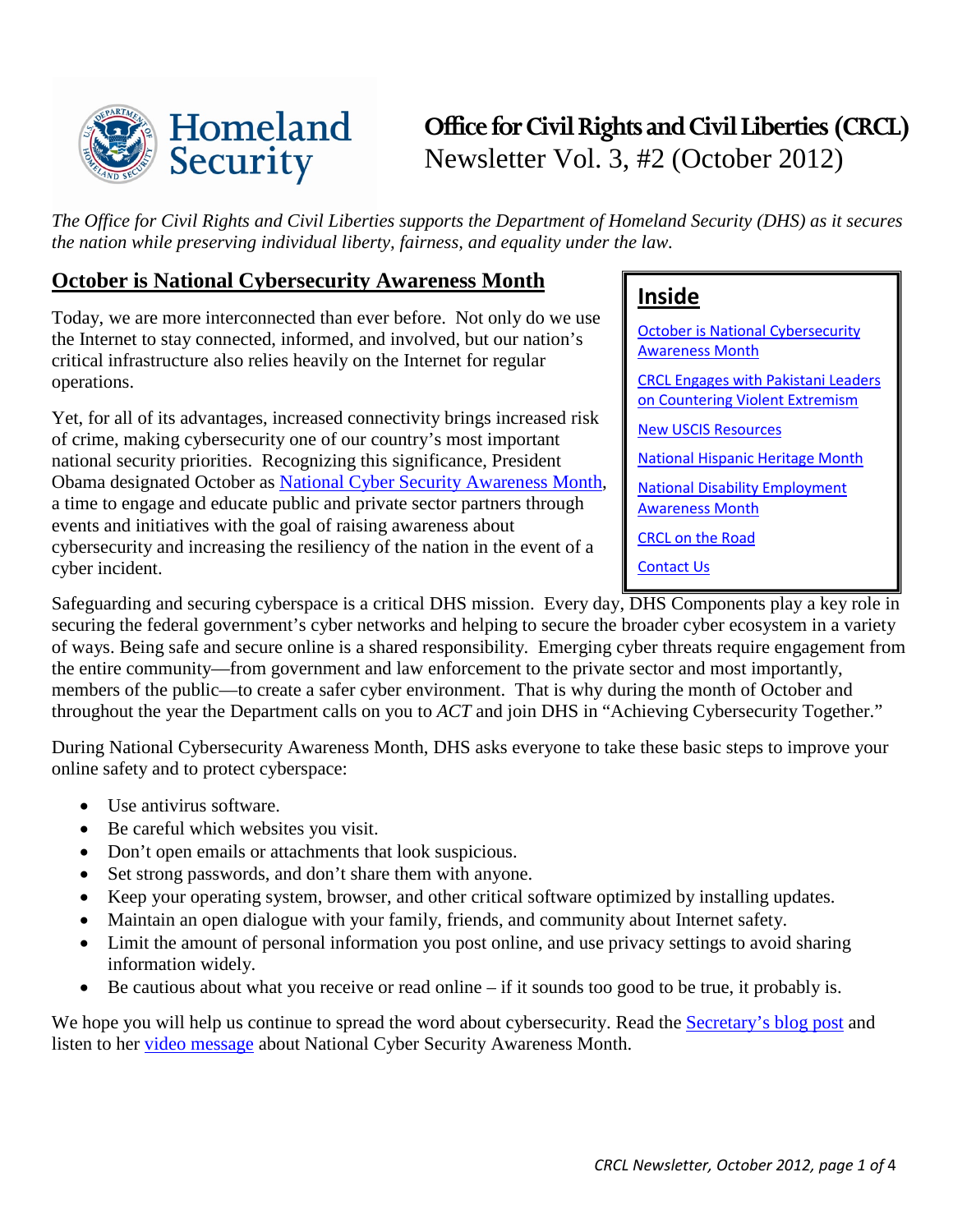# Office for Civil Rights and Civil Liberties (CRCL)

Newsletter Vol. 3, #2 (October 2012)

*The Office for Civil Rights and Civil Liberties supports the Department of Homeland Security (DHS) as it secures the nation while preserving individual liberty, fairness, and equality under the law.*

## Inside

- October is National Cybersecurity Awareness Month
- CRCL Engages with Pakistani Leaders on Countering Violent Extremism
- New USCIS Resources
- National Hispanic Heritage Month
- National Disability Employment Awareness Month
- CRCL on the Road
- Contact Us

## October is National Cybersecurity Awareness Month

Today, we are more interconnected than ever before. Not only do we use the Internet to stay connected, informed, and involved, but our nation's critical infrastructure also relies heavily on the Internet for regular operations.

Yet, for all of its advantages, increased connectivity brings increased risk of crime, making cybersecurity one of our country's most important national security priorities. Recognizing this significance, President Obama designated October as National Cyber Security Awareness Month, a time to engage and educate public and private sector partners through events and initiatives with the goal of raising awareness about cybersecurity and increasing the resiliency of the nation in the event of a cyber incident.

Safeguarding and securing cyberspace is a critical DHS mission. Every day, DHS Components play a key role in securing the federal government's cyber networks and helping to secure the broader cyber ecosystem in a variety of ways. Being safe and secure online is a shared responsibility. Emerging cyber threats require engagement from the entire community—from government and law enforcement to the private sector and most importantly, members of the public—to create a safer cyber environment. That is why during the month of October and throughout the year the Department calls on you to *ACT* and join DHS in "Achieving Cybersecurity Together."

During National Cybersecurity Awareness Month, DHS asks everyone to take these basic steps to improve your online safety and to protect cyberspace:

- Use antivirus software.
- Be careful which websites you visit.
- Don't open emails or attachments that look suspicious.
- Set strong passwords, and don't share them with anyone.
- Keep your operating system, browser, and other critical software optimized by installing updates.
- Maintain an open dialogue with your family, friends, and community about Internet safety.
- Limit the amount of personal information you post online, and use privacy settings to avoid sharing information widely.
- Be cautious about what you receive or read online – if it sounds too good to be true, it probably is.

We hope you will help us continue to spread the word about cybersecurity. Read the Secretary's blog post and listen to her video message about National Cyber Security Awareness Month.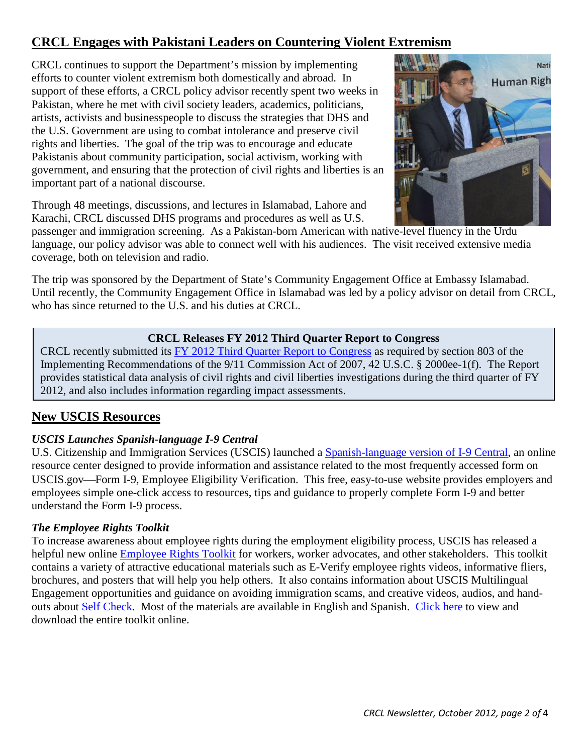## CRCL Engages with Pakistani Leaders on Countering Violent Extremism

CRCL continues to support the Department's mission by implementing efforts to counter violent extremism both domestically and abroad. In support of these efforts, a CRCL policy advisor recently spent two weeks in Pakistan, where he met with civil society leaders, academics, politicians, artists, activists and businesspeople to discuss the strategies that DHS and the U.S. Government are using to combat intolerance and preserve civil rights and liberties. The goal of the trip was to encourage and educate Pakistanis about community participation, social activism, working with government, and ensuring that the protection of civil rights and liberties is an important part of a national discourse.

Through 48 meetings, discussions, and lectures in Islamabad, Lahore and Karachi, CRCL discussed DHS programs and procedures as well as U.S. passenger and immigration screening. As a Pakistan-born American with native-level fluency in the Urdu language, our policy advisor was able to connect well with his audiences. The visit received extensive media coverage, both on television and radio.

The trip was sponsored by the Department of State's Community Engagement Office at Embassy Islamabad. Until recently, the Community Engagement Office in Islamabad was led by a policy advisor on detail from CRCL, who has since returned to the U.S. and his duties at CRCL.

**CRCL Releases FY 2012 Third Quarter Report to Congress**

CRCL recently submitted its FY 2012 Third Quarter Report to Congress as required by section 803 of the Implementing Recommendations of the 9/11 Commission Act of 2007, 42 U.S.C. § 2000ee-1(f). The Report provides statistical data analysis of civil rights and civil liberties investigations during the third quarter of FY 2012, and also includes information regarding impact assessments.

## New USCIS Resources

***USCIS Launches Spanish-language I-9 Central***

U.S. Citizenship and Immigration Services (USCIS) launched a Spanish-language version of I-9 Central, an online resource center designed to provide information and assistance related to the most frequently accessed form on USCIS.gov—Form I-9, Employee Eligibility Verification. This free, easy-to-use website provides employers and employees simple one-click access to resources, tips and guidance to properly complete Form I-9 and better understand the Form I-9 process.

***The Employee Rights Toolkit***

To increase awareness about employee rights during the employment eligibility process, USCIS has released a helpful new online Employee Rights Toolkit for workers, worker advocates, and other stakeholders. This toolkit contains a variety of attractive educational materials such as E-Verify employee rights videos, informative fliers, brochures, and posters that will help you help others. It also contains information about USCIS Multilingual Engagement opportunities and guidance on avoiding immigration scams, and creative videos, audios, and hand-outs about Self Check. Most of the materials are available in English and Spanish. Click here to view and download the entire toolkit online.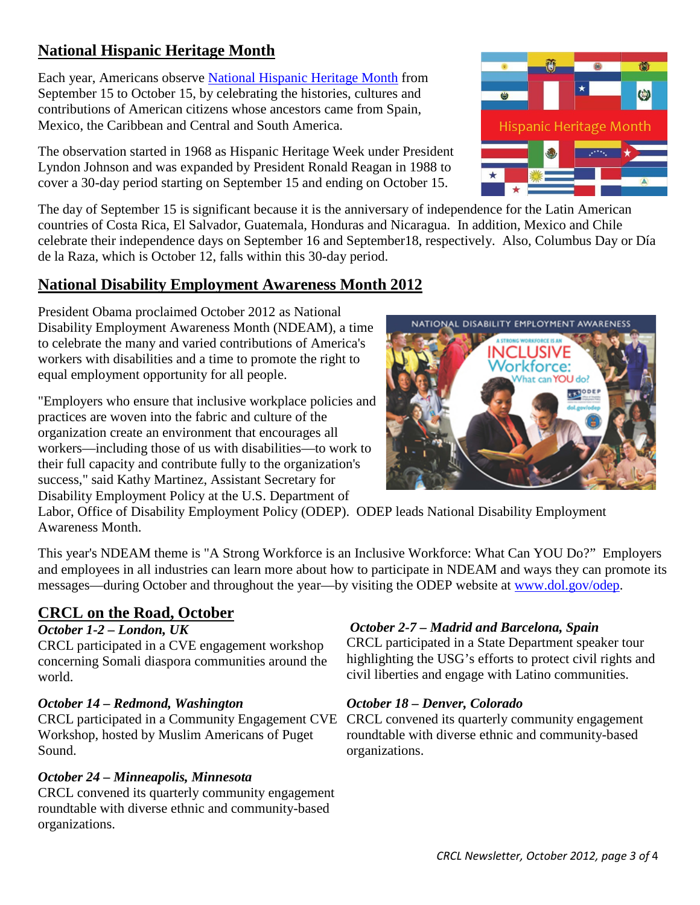## National Hispanic Heritage Month

Each year, Americans observe National Hispanic Heritage Month from September 15 to October 15, by celebrating the histories, cultures and contributions of American citizens whose ancestors came from Spain, Mexico, the Caribbean and Central and South America.

The observation started in 1968 as Hispanic Heritage Week under President Lyndon Johnson and was expanded by President Ronald Reagan in 1988 to cover a 30-day period starting on September 15 and ending on October 15.

The day of September 15 is significant because it is the anniversary of independence for the Latin American countries of Costa Rica, El Salvador, Guatemala, Honduras and Nicaragua. In addition, Mexico and Chile celebrate their independence days on September 16 and September18, respectively. Also, Columbus Day or Día de la Raza, which is October 12, falls within this 30-day period.

## National Disability Employment Awareness Month 2012

President Obama proclaimed October 2012 as National Disability Employment Awareness Month (NDEAM), a time to celebrate the many and varied contributions of America's workers with disabilities and a time to promote the right to equal employment opportunity for all people.

"Employers who ensure that inclusive workplace policies and practices are woven into the fabric and culture of the organization create an environment that encourages all workers—including those of us with disabilities—to work to their full capacity and contribute fully to the organization's success," said Kathy Martinez, Assistant Secretary for Disability Employment Policy at the U.S. Department of Labor, Office of Disability Employment Policy (ODEP). ODEP leads National Disability Employment Awareness Month.

This year's NDEAM theme is "A Strong Workforce is an Inclusive Workforce: What Can YOU Do?" Employers and employees in all industries can learn more about how to participate in NDEAM and ways they can promote its messages—during October and throughout the year—by visiting the ODEP website at www.dol.gov/odep.

## CRCL on the Road, October

***October 1-2 – London, UK***
CRCL participated in a CVE engagement workshop concerning Somali diaspora communities around the world.

***October 14 – Redmond, Washington***
CRCL participated in a Community Engagement CVE Workshop, hosted by Muslim Americans of Puget Sound.

***October 24 – Minneapolis, Minnesota***
CRCL convened its quarterly community engagement roundtable with diverse ethnic and community-based organizations.

***October 2-7 – Madrid and Barcelona, Spain***
CRCL participated in a State Department speaker tour highlighting the USG's efforts to protect civil rights and civil liberties and engage with Latino communities.

***October 18 – Denver, Colorado***
CRCL convened its quarterly community engagement roundtable with diverse ethnic and community-based organizations.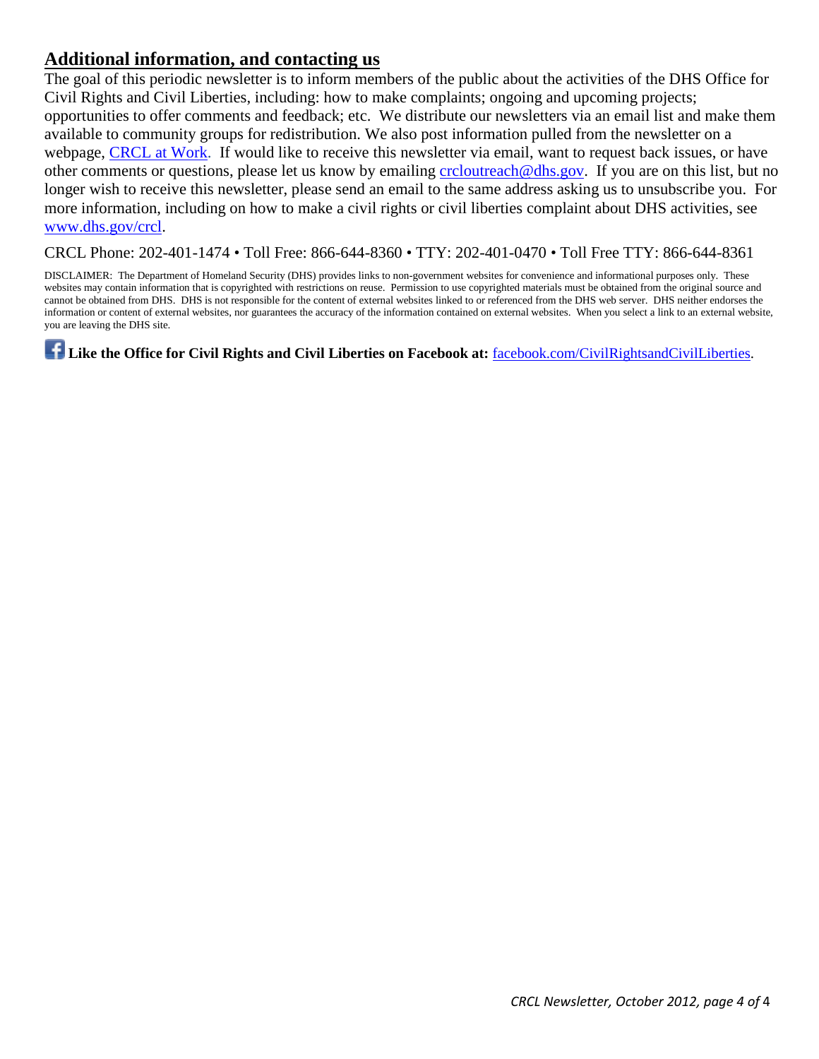## Additional information, and contacting us

The goal of this periodic newsletter is to inform members of the public about the activities of the DHS Office for Civil Rights and Civil Liberties, including: how to make complaints; ongoing and upcoming projects; opportunities to offer comments and feedback; etc. We distribute our newsletters via an email list and make them available to community groups for redistribution. We also post information pulled from the newsletter on a webpage, CRCL at Work. If would like to receive this newsletter via email, want to request back issues, or have other comments or questions, please let us know by emailing crcloutreach@dhs.gov. If you are on this list, but no longer wish to receive this newsletter, please send an email to the same address asking us to unsubscribe you. For more information, including on how to make a civil rights or civil liberties complaint about DHS activities, see www.dhs.gov/crcl.

CRCL Phone: 202-401-1474 • Toll Free: 866-644-8360 • TTY: 202-401-0470 • Toll Free TTY: 866-644-8361

DISCLAIMER: The Department of Homeland Security (DHS) provides links to non-government websites for convenience and informational purposes only. These websites may contain information that is copyrighted with restrictions on reuse. Permission to use copyrighted materials must be obtained from the original source and cannot be obtained from DHS. DHS is not responsible for the content of external websites linked to or referenced from the DHS web server. DHS neither endorses the information or content of external websites, nor guarantees the accuracy of the information contained on external websites. When you select a link to an external website, you are leaving the DHS site.

**Like the Office for Civil Rights and Civil Liberties on Facebook at:** facebook.com/CivilRightsandCivilLiberties.